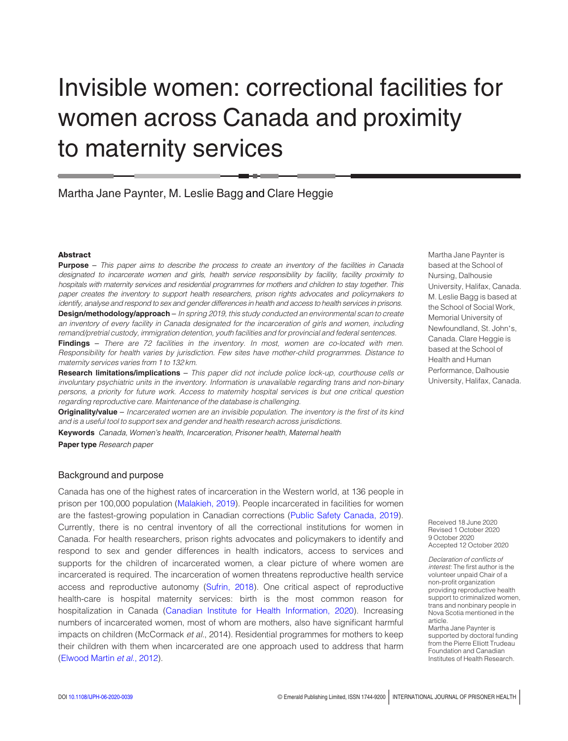# Invisible women: correctional facilities for women across Canada and proximity to maternity services

Martha Jane Paynter, M. Leslie Bagg and Clare Heggie

Martha Jane Paynter is based at the School of Nursing, Dalhousie University, Halifax, Canada. M. Leslie Bagg is based at the School of Social Work, Memorial University of Newfoundland, St. John's, Canada. Clare Heggie is based at the School of Health and Human Performance, Dalhousie University, Halifax, Canada.

## Abstract

**Purpose** – *This paper aims to describe the process to create an inventory of the facilities in Canada designated to incarcerate women and girls, health service responsibility by facility, facility proximity to hospitals with maternity services and residential programmes for mothers and children to stay together. This paper creates the inventory to support health researchers, prison rights advocates and policymakers to identify, analyse and respond to sex and gender differences in health and access to health services in prisons.*

**Design/methodology/approach** – *In spring 2019, this study conducted an environmental scan to create an inventory of every facility in Canada designated for the incarceration of girls and women, including remand/pretrial custody, immigration detention, youth facilities and for provincial and federal sentences.*

**Findings** – *There are 72 facilities in the inventory. In most, women are co-located with men. Responsibility for health varies by jurisdiction. Few sites have mother-child programmes. Distance to maternity services varies from 1 to 132 km.*

**Research limitations/implications** – *This paper did not include police lock-up, courthouse cells or involuntary psychiatric units in the inventory. Information is unavailable regarding trans and non-binary persons, a priority for future work. Access to maternity hospital services is but one critical question regarding reproductive care. Maintenance of the database is challenging.*

**Originality/value** – *Incarcerated women are an invisible population. The inventory is the first of its kind and is a useful tool to support sex and gender and health research across jurisdictions.*

**Keywords** *Canada, Women's health, Incarceration, Prisoner health, Maternal health*

**Paper type** *Research paper*

## Background and purpose

Canada has one of the highest rates of incarceration in the Western world, at 136 people in prison per 100,000 population (Malakieh, 2019). People incarcerated in facilities for women are the fastest-growing population in Canadian corrections (Public Safety Canada, 2019). Currently, there is no central inventory of all the correctional institutions for women in Canada. For health researchers, prison rights advocates and policymakers to identify and respond to sex and gender differences in health indicators, access to services and supports for the children of incarcerated women, a clear picture of where women are incarcerated is required. The incarceration of women threatens reproductive health service access and reproductive autonomy (Sufrin, 2018). One critical aspect of reproductive health-care is hospital maternity services: birth is the most common reason for hospitalization in Canada (Canadian Institute for Health Information, 2020). Increasing numbers of incarcerated women, most of whom are mothers, also have significant harmful impacts on children (McCormack *et al.*, 2014). Residential programmes for mothers to keep their children with them when incarcerated are one approach used to address that harm (Elwood Martin *et al.*, 2012).

Received 18 June 2020
Revised 1 October 2020
9 October 2020
Accepted 12 October 2020

*Declaration of conflicts of interest:* The first author is the volunteer unpaid Chair of a non-profit organization providing reproductive health support to criminalized women, trans and nonbinary people in Nova Scotia mentioned in the article.
Martha Jane Paynter is supported by doctoral funding from the Pierre Elliott Trudeau Foundation and Canadian Institutes of Health Research.

DOI 10.1108/IJPH-06-2020-0039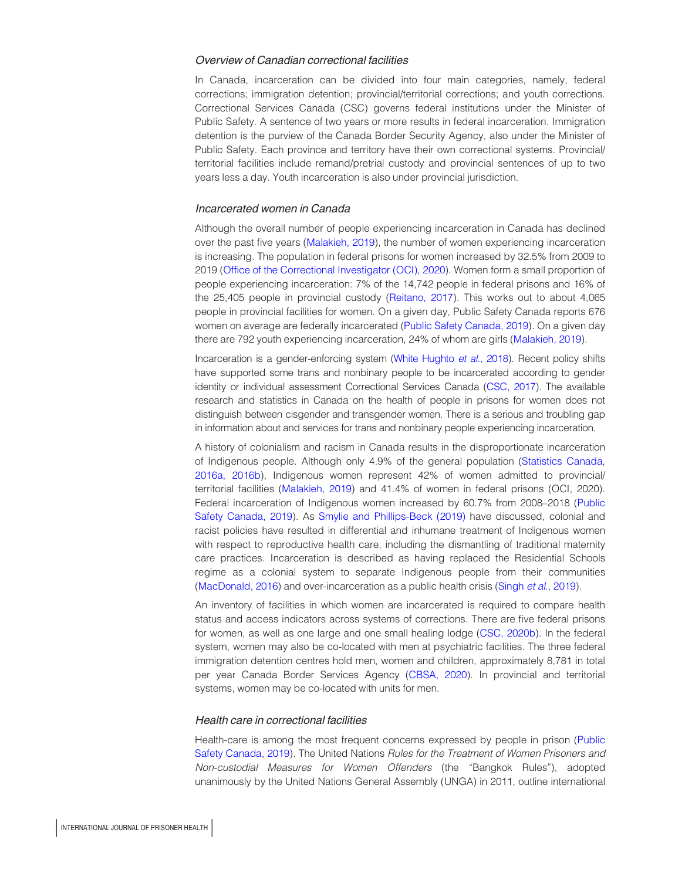### *Overview of Canadian correctional facilities*

In Canada, incarceration can be divided into four main categories, namely, federal corrections; immigration detention; provincial/territorial corrections; and youth corrections. Correctional Services Canada (CSC) governs federal institutions under the Minister of Public Safety. A sentence of two years or more results in federal incarceration. Immigration detention is the purview of the Canada Border Security Agency, also under the Minister of Public Safety. Each province and territory have their own correctional systems. Provincial/territorial facilities include remand/pretrial custody and provincial sentences of up to two years less a day. Youth incarceration is also under provincial jurisdiction.

### *Incarcerated women in Canada*

Although the overall number of people experiencing incarceration in Canada has declined over the past five years (Malakieh, 2019), the number of women experiencing incarceration is increasing. The population in federal prisons for women increased by 32.5% from 2009 to 2019 (Office of the Correctional Investigator (OCI), 2020). Women form a small proportion of people experiencing incarceration: 7% of the 14,742 people in federal prisons and 16% of the 25,405 people in provincial custody (Reitano, 2017). This works out to about 4,065 people in provincial facilities for women. On a given day, Public Safety Canada reports 676 women on average are federally incarcerated (Public Safety Canada, 2019). On a given day there are 792 youth experiencing incarceration, 24% of whom are girls (Malakieh, 2019).

Incarceration is a gender-enforcing system (White Hughto *et al.*, 2018). Recent policy shifts have supported some trans and nonbinary people to be incarcerated according to gender identity or individual assessment Correctional Services Canada (CSC, 2017). The available research and statistics in Canada on the health of people in prisons for women does not distinguish between cisgender and transgender women. There is a serious and troubling gap in information about and services for trans and nonbinary people experiencing incarceration.

A history of colonialism and racism in Canada results in the disproportionate incarceration of Indigenous people. Although only 4.9% of the general population (Statistics Canada, 2016a, 2016b), Indigenous women represent 42% of women admitted to provincial/territorial facilities (Malakieh, 2019) and 41.4% of women in federal prisons (OCI, 2020). Federal incarceration of Indigenous women increased by 60.7% from 2008–2018 (Public Safety Canada, 2019). As Smylie and Phillips-Beck (2019) have discussed, colonial and racist policies have resulted in differential and inhumane treatment of Indigenous women with respect to reproductive health care, including the dismantling of traditional maternity care practices. Incarceration is described as having replaced the Residential Schools regime as a colonial system to separate Indigenous people from their communities (MacDonald, 2016) and over-incarceration as a public health crisis (Singh *et al.*, 2019).

An inventory of facilities in which women are incarcerated is required to compare health status and access indicators across systems of corrections. There are five federal prisons for women, as well as one large and one small healing lodge (CSC, 2020b). In the federal system, women may also be co-located with men at psychiatric facilities. The three federal immigration detention centres hold men, women and children, approximately 8,781 in total per year Canada Border Services Agency (CBSA, 2020). In provincial and territorial systems, women may be co-located with units for men.

### *Health care in correctional facilities*

Health-care is among the most frequent concerns expressed by people in prison (Public Safety Canada, 2019). The United Nations *Rules for the Treatment of Women Prisoners and Non-custodial Measures for Women Offenders* (the "Bangkok Rules"), adopted unanimously by the United Nations General Assembly (UNGA) in 2011, outline international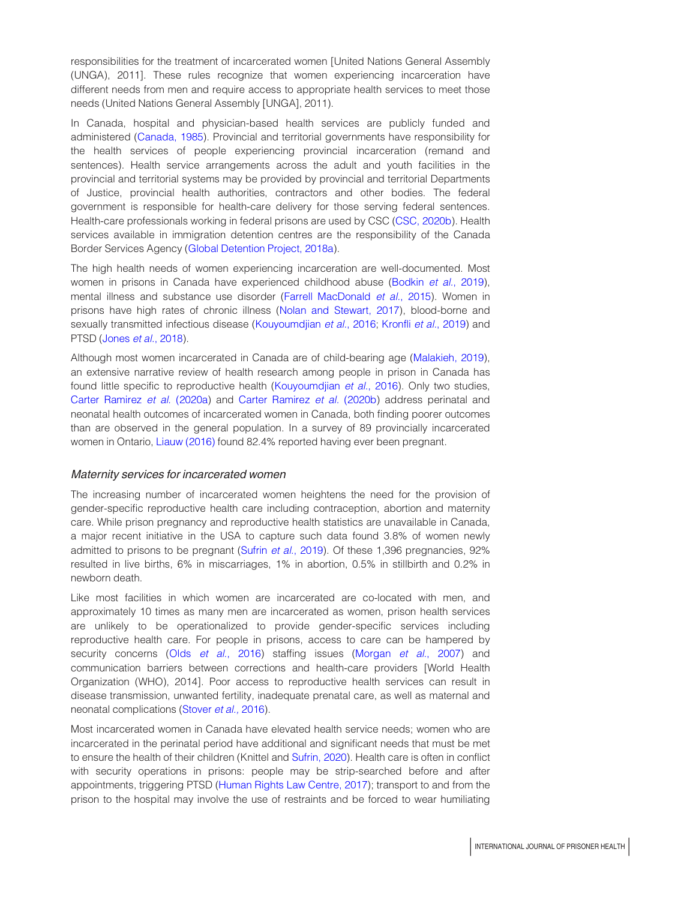responsibilities for the treatment of incarcerated women [United Nations General Assembly (UNGA), 2011]. These rules recognize that women experiencing incarceration have different needs from men and require access to appropriate health services to meet those needs (United Nations General Assembly [UNGA], 2011).

In Canada, hospital and physician-based health services are publicly funded and administered (Canada, 1985). Provincial and territorial governments have responsibility for the health services of people experiencing provincial incarceration (remand and sentences). Health service arrangements across the adult and youth facilities in the provincial and territorial systems may be provided by provincial and territorial Departments of Justice, provincial health authorities, contractors and other bodies. The federal government is responsible for health-care delivery for those serving federal sentences. Health-care professionals working in federal prisons are used by CSC (CSC, 2020b). Health services available in immigration detention centres are the responsibility of the Canada Border Services Agency (Global Detention Project, 2018a).

The high health needs of women experiencing incarceration are well-documented. Most women in prisons in Canada have experienced childhood abuse (Bodkin *et al.*, 2019), mental illness and substance use disorder (Farrell MacDonald *et al.*, 2015). Women in prisons have high rates of chronic illness (Nolan and Stewart, 2017), blood-borne and sexually transmitted infectious disease (Kouyoumdjian *et al.*, 2016; Kronfli *et al.*, 2019) and PTSD (Jones *et al.*, 2018).

Although most women incarcerated in Canada are of child-bearing age (Malakieh, 2019), an extensive narrative review of health research among people in prison in Canada has found little specific to reproductive health (Kouyoumdjian *et al.*, 2016). Only two studies, Carter Ramirez *et al.* (2020a) and Carter Ramirez *et al.* (2020b) address perinatal and neonatal health outcomes of incarcerated women in Canada, both finding poorer outcomes than are observed in the general population. In a survey of 89 provincially incarcerated women in Ontario, Liauw (2016) found 82.4% reported having ever been pregnant.

### *Maternity services for incarcerated women*

The increasing number of incarcerated women heightens the need for the provision of gender-specific reproductive health care including contraception, abortion and maternity care. While prison pregnancy and reproductive health statistics are unavailable in Canada, a major recent initiative in the USA to capture such data found 3.8% of women newly admitted to prisons to be pregnant (Sufrin *et al.*, 2019). Of these 1,396 pregnancies, 92% resulted in live births, 6% in miscarriages, 1% in abortion, 0.5% in stillbirth and 0.2% in newborn death.

Like most facilities in which women are incarcerated are co-located with men, and approximately 10 times as many men are incarcerated as women, prison health services are unlikely to be operationalized to provide gender-specific services including reproductive health care. For people in prisons, access to care can be hampered by security concerns (Olds *et al.*, 2016) staffing issues (Morgan *et al.*, 2007) and communication barriers between corrections and health-care providers [World Health Organization (WHO), 2014]. Poor access to reproductive health services can result in disease transmission, unwanted fertility, inadequate prenatal care, as well as maternal and neonatal complications (Stover *et al.,* 2016).

Most incarcerated women in Canada have elevated health service needs; women who are incarcerated in the perinatal period have additional and significant needs that must be met to ensure the health of their children (Knittel and Sufrin, 2020). Health care is often in conflict with security operations in prisons: people may be strip-searched before and after appointments, triggering PTSD (Human Rights Law Centre, 2017); transport to and from the prison to the hospital may involve the use of restraints and be forced to wear humiliating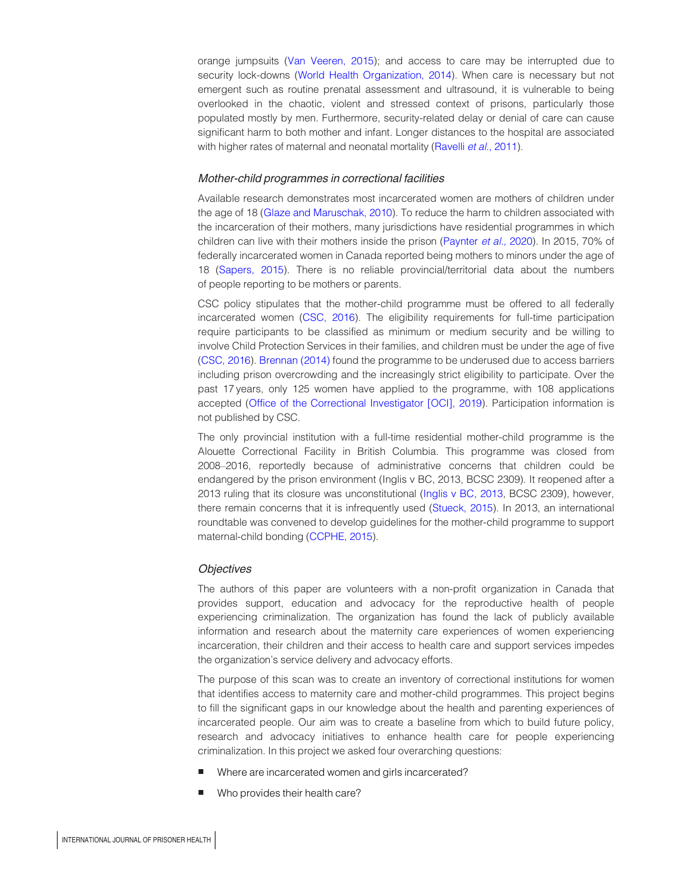orange jumpsuits (Van Veeren, 2015); and access to care may be interrupted due to security lock-downs (World Health Organization, 2014). When care is necessary but not emergent such as routine prenatal assessment and ultrasound, it is vulnerable to being overlooked in the chaotic, violent and stressed context of prisons, particularly those populated mostly by men. Furthermore, security-related delay or denial of care can cause significant harm to both mother and infant. Longer distances to the hospital are associated with higher rates of maternal and neonatal mortality (Ravelli *et al.*, 2011).

### *Mother-child programmes in correctional facilities*

Available research demonstrates most incarcerated women are mothers of children under the age of 18 (Glaze and Maruschak, 2010). To reduce the harm to children associated with the incarceration of their mothers, many jurisdictions have residential programmes in which children can live with their mothers inside the prison (Paynter *et al.,* 2020). In 2015, 70% of federally incarcerated women in Canada reported being mothers to minors under the age of 18 (Sapers, 2015). There is no reliable provincial/territorial data about the numbers of people reporting to be mothers or parents.

CSC policy stipulates that the mother-child programme must be offered to all federally incarcerated women (CSC, 2016). The eligibility requirements for full-time participation require participants to be classified as minimum or medium security and be willing to involve Child Protection Services in their families, and children must be under the age of five (CSC, 2016). Brennan (2014) found the programme to be underused due to access barriers including prison overcrowding and the increasingly strict eligibility to participate. Over the past 17 years, only 125 women have applied to the programme, with 108 applications accepted (Office of the Correctional Investigator [OCI], 2019). Participation information is not published by CSC.

The only provincial institution with a full-time residential mother-child programme is the Alouette Correctional Facility in British Columbia. This programme was closed from 2008–2016, reportedly because of administrative concerns that children could be endangered by the prison environment (Inglis v BC, 2013, BCSC 2309). It reopened after a 2013 ruling that its closure was unconstitutional (Inglis v BC, 2013, BCSC 2309), however, there remain concerns that it is infrequently used (Stueck, 2015). In 2013, an international roundtable was convened to develop guidelines for the mother-child programme to support maternal-child bonding (CCPHE, 2015).

### *Objectives*

The authors of this paper are volunteers with a non-profit organization in Canada that provides support, education and advocacy for the reproductive health of people experiencing criminalization. The organization has found the lack of publicly available information and research about the maternity care experiences of women experiencing incarceration, their children and their access to health care and support services impedes the organization's service delivery and advocacy efforts.

The purpose of this scan was to create an inventory of correctional institutions for women that identifies access to maternity care and mother-child programmes. This project begins to fill the significant gaps in our knowledge about the health and parenting experiences of incarcerated people. Our aim was to create a baseline from which to build future policy, research and advocacy initiatives to enhance health care for people experiencing criminalization. In this project we asked four overarching questions:

- Where are incarcerated women and girls incarcerated?
- Who provides their health care?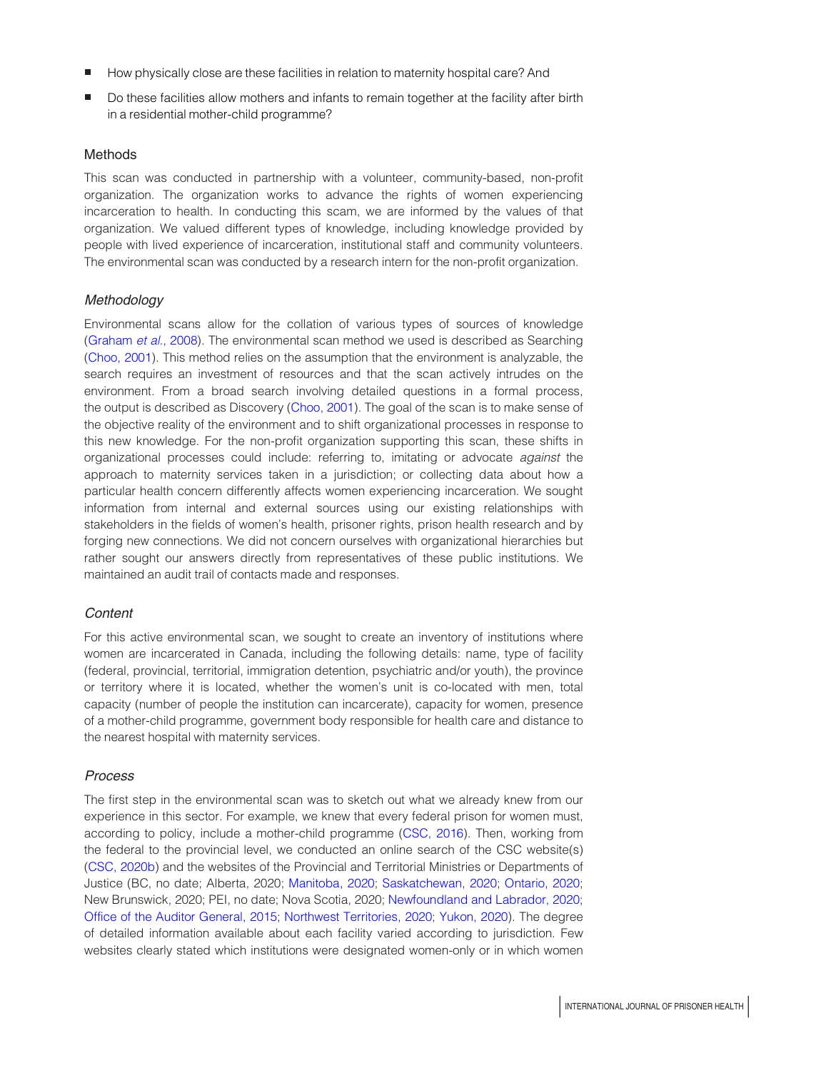- How physically close are these facilities in relation to maternity hospital care? And
- Do these facilities allow mothers and infants to remain together at the facility after birth in a residential mother-child programme?

## Methods

This scan was conducted in partnership with a volunteer, community-based, non-profit organization. The organization works to advance the rights of women experiencing incarceration to health. In conducting this scam, we are informed by the values of that organization. We valued different types of knowledge, including knowledge provided by people with lived experience of incarceration, institutional staff and community volunteers. The environmental scan was conducted by a research intern for the non-profit organization.

### *Methodology*

Environmental scans allow for the collation of various types of sources of knowledge (Graham *et al.*, 2008). The environmental scan method we used is described as Searching (Choo, 2001). This method relies on the assumption that the environment is analyzable, the search requires an investment of resources and that the scan actively intrudes on the environment. From a broad search involving detailed questions in a formal process, the output is described as Discovery (Choo, 2001). The goal of the scan is to make sense of the objective reality of the environment and to shift organizational processes in response to this new knowledge. For the non-profit organization supporting this scan, these shifts in organizational processes could include: referring to, imitating or advocate *against* the approach to maternity services taken in a jurisdiction; or collecting data about how a particular health concern differently affects women experiencing incarceration. We sought information from internal and external sources using our existing relationships with stakeholders in the fields of women's health, prisoner rights, prison health research and by forging new connections. We did not concern ourselves with organizational hierarchies but rather sought our answers directly from representatives of these public institutions. We maintained an audit trail of contacts made and responses.

### *Content*

For this active environmental scan, we sought to create an inventory of institutions where women are incarcerated in Canada, including the following details: name, type of facility (federal, provincial, territorial, immigration detention, psychiatric and/or youth), the province or territory where it is located, whether the women's unit is co-located with men, total capacity (number of people the institution can incarcerate), capacity for women, presence of a mother-child programme, government body responsible for health care and distance to the nearest hospital with maternity services.

### *Process*

The first step in the environmental scan was to sketch out what we already knew from our experience in this sector. For example, we knew that every federal prison for women must, according to policy, include a mother-child programme (CSC, 2016). Then, working from the federal to the provincial level, we conducted an online search of the CSC website(s) (CSC, 2020b) and the websites of the Provincial and Territorial Ministries or Departments of Justice (BC, no date; Alberta, 2020; Manitoba, 2020; Saskatchewan, 2020; Ontario, 2020; New Brunswick, 2020; PEI, no date; Nova Scotia, 2020; Newfoundland and Labrador, 2020; Office of the Auditor General, 2015; Northwest Territories, 2020; Yukon, 2020). The degree of detailed information available about each facility varied according to jurisdiction. Few websites clearly stated which institutions were designated women-only or in which women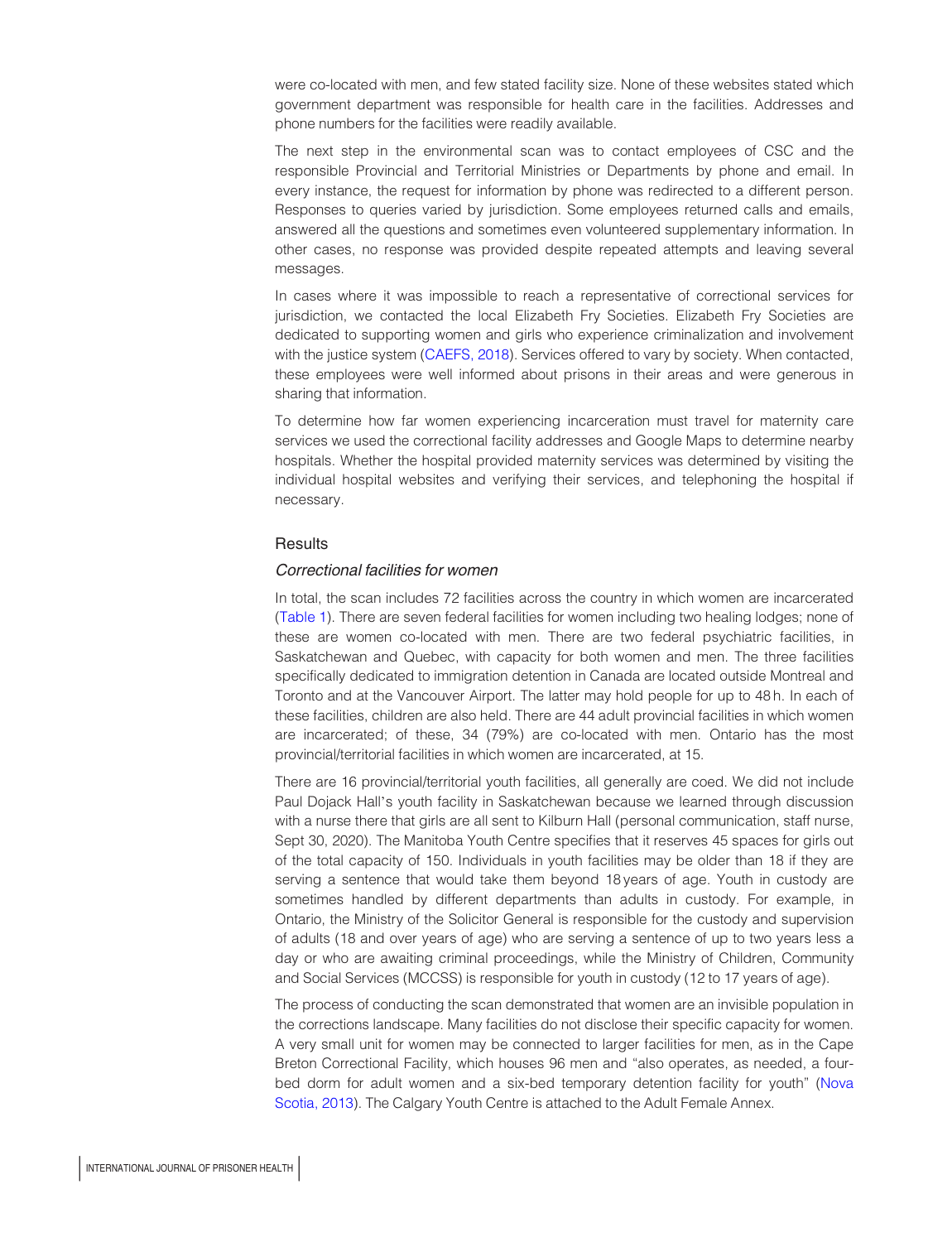were co-located with men, and few stated facility size. None of these websites stated which government department was responsible for health care in the facilities. Addresses and phone numbers for the facilities were readily available.

The next step in the environmental scan was to contact employees of CSC and the responsible Provincial and Territorial Ministries or Departments by phone and email. In every instance, the request for information by phone was redirected to a different person. Responses to queries varied by jurisdiction. Some employees returned calls and emails, answered all the questions and sometimes even volunteered supplementary information. In other cases, no response was provided despite repeated attempts and leaving several messages.

In cases where it was impossible to reach a representative of correctional services for jurisdiction, we contacted the local Elizabeth Fry Societies. Elizabeth Fry Societies are dedicated to supporting women and girls who experience criminalization and involvement with the justice system (CAEFS, 2018). Services offered to vary by society. When contacted, these employees were well informed about prisons in their areas and were generous in sharing that information.

To determine how far women experiencing incarceration must travel for maternity care services we used the correctional facility addresses and Google Maps to determine nearby hospitals. Whether the hospital provided maternity services was determined by visiting the individual hospital websites and verifying their services, and telephoning the hospital if necessary.

## Results

### *Correctional facilities for women*

In total, the scan includes 72 facilities across the country in which women are incarcerated (Table 1). There are seven federal facilities for women including two healing lodges; none of these are women co-located with men. There are two federal psychiatric facilities, in Saskatchewan and Quebec, with capacity for both women and men. The three facilities specifically dedicated to immigration detention in Canada are located outside Montreal and Toronto and at the Vancouver Airport. The latter may hold people for up to 48 h. In each of these facilities, children are also held. There are 44 adult provincial facilities in which women are incarcerated; of these, 34 (79%) are co-located with men. Ontario has the most provincial/territorial facilities in which women are incarcerated, at 15.

There are 16 provincial/territorial youth facilities, all generally are coed. We did not include Paul Dojack Hall's youth facility in Saskatchewan because we learned through discussion with a nurse there that girls are all sent to Kilburn Hall (personal communication, staff nurse, Sept 30, 2020). The Manitoba Youth Centre specifies that it reserves 45 spaces for girls out of the total capacity of 150. Individuals in youth facilities may be older than 18 if they are serving a sentence that would take them beyond 18 years of age. Youth in custody are sometimes handled by different departments than adults in custody. For example, in Ontario, the Ministry of the Solicitor General is responsible for the custody and supervision of adults (18 and over years of age) who are serving a sentence of up to two years less a day or who are awaiting criminal proceedings, while the Ministry of Children, Community and Social Services (MCCSS) is responsible for youth in custody (12 to 17 years of age).

The process of conducting the scan demonstrated that women are an invisible population in the corrections landscape. Many facilities do not disclose their specific capacity for women. A very small unit for women may be connected to larger facilities for men, as in the Cape Breton Correctional Facility, which houses 96 men and "also operates, as needed, a four-bed dorm for adult women and a six-bed temporary detention facility for youth" (Nova Scotia, 2013). The Calgary Youth Centre is attached to the Adult Female Annex.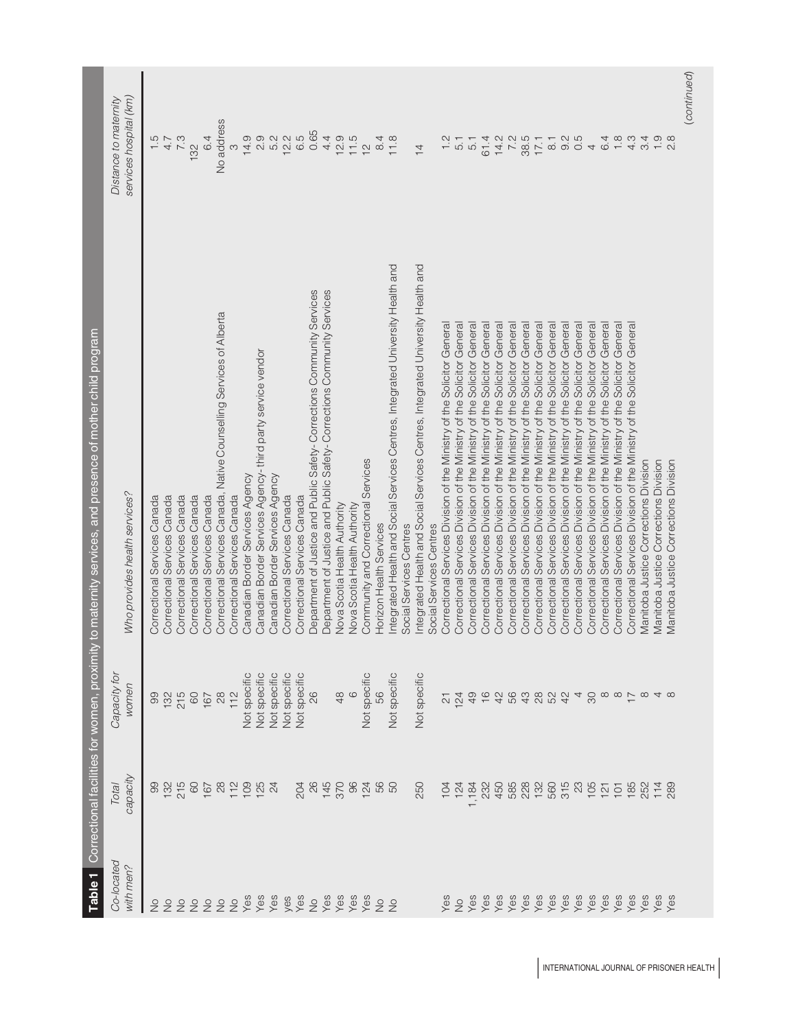**Table 1** Correctional facilities for women, proximity to maternity services, and presence of mother child program

| Co-located with men? | Total capacity | Capacity for women | Who provides health services? | Distance to maternity services hospital (km) |
|---|---|---|---|---|
| No | 99 | 99 | Correctional Services Canada | 1.5 |
| No | 132 | 132 | Correctional Services Canada | 4.7 |
| No | 215 | 215 | Correctional Services Canada | 7.3 |
| No | 60 | 60 | Correctional Services Canada | 132 |
| No | 167 | 167 | Correctional Services Canada | 6.4 |
| No | 28 | 28 | Correctional Services Canada, Native Counselling Services of Alberta | No address |
| No | 112 | 112 | Correctional Services Canada | 3 |
| Yes | 109 | Not specific | Canadian Border Services Agency | 14.9 |
| Yes | 125 | Not specific | Canadian Border Services Agency- third party service vendor | 2.9 |
| Yes | 24 | Not specific | Canadian Border Services Agency | 5.2 |
| yes | | Not specific | Correctional Services Canada | 12.2 |
| Yes | 204 | Not specific | Correctional Services Canada | 6.5 |
| No | 26 | 26 | Department of Justice and Public Safety- Corrections Community Services | 0.65 |
| Yes | 145 | | Department of Justice and Public Safety- Corrections Community Services | 4.4 |
| Yes | 370 | 48 | Nova Scotia Health Authority | 12.9 |
| Yes | 96 | 6 | Nova Scotia Health Authority | 11.5 |
| Yes | 124 | Not specific | Community and Correctional Services | 12 |
| No | 56 | 56 | Horizon Health Services | 8.4 |
| No | 50 | Not specific | Integrated Health and Social Services Centres, Integrated University Health and Social Services Centres | 11.8 |
| | 250 | Not specific | Integrated Health and Social Services Centres, Integrated University Health and Social Services Centres | 14 |
| Yes | 104 | 21 | Correctional Services Division of the Ministry of the Solicitor General | 1.2 |
| No | 124 | 124 | Correctional Services Division of the Ministry of the Solicitor General | 5.1 |
| Yes | 1,184 | 49 | Correctional Services Division of the Ministry of the Solicitor General | 5.1 |
| Yes | 232 | 16 | Correctional Services Division of the Ministry of the Solicitor General | 61.4 |
| Yes | 450 | 42 | Correctional Services Division of the Ministry of the Solicitor General | 14.2 |
| Yes | 585 | 56 | Correctional Services Division of the Ministry of the Solicitor General | 7.2 |
| Yes | 228 | 43 | Correctional Services Division of the Ministry of the Solicitor General | 38.5 |
| Yes | 132 | 28 | Correctional Services Division of the Ministry of the Solicitor General | 17.1 |
| Yes | 560 | 52 | Correctional Services Division of the Ministry of the Solicitor General | 8.1 |
| Yes | 315 | 42 | Correctional Services Division of the Ministry of the Solicitor General | 9.2 |
| Yes | 23 | 4 | Correctional Services Division of the Ministry of the Solicitor General | 0.5 |
| Yes | 105 | 30 | Correctional Services Division of the Ministry of the Solicitor General | 4 |
| Yes | 121 | 8 | Correctional Services Division of the Ministry of the Solicitor General | 6.4 |
| Yes | 101 | 8 | Correctional Services Division of the Ministry of the Solicitor General | 1.8 |
| Yes | 185 | 17 | Correctional Services Division of the Ministry of the Solicitor General | 4.3 |
| Yes | 252 | 8 | Manitoba Justice Corrections Division | 3.4 |
| Yes | 114 | 4 | Manitoba Justice Corrections Division | 1.9 |
| Yes | 289 | 8 | Manitoba Justice Corrections Division | 2.8 |

(continued)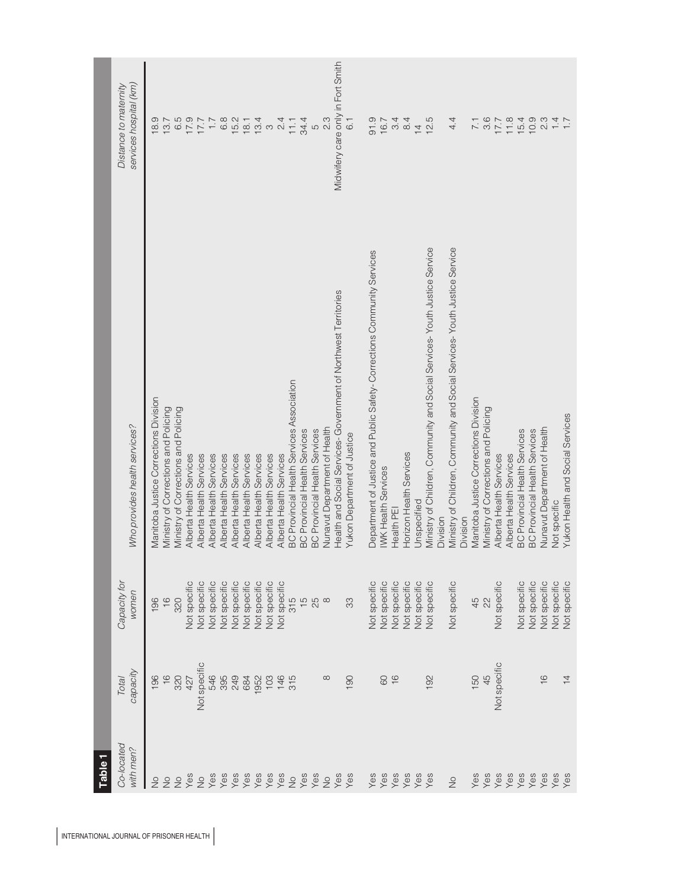**Table 1**

| Co-located with men? | Total capacity | Capacity for women | Who provides health services? | Distance to maternity services hospital (km) |
|---|---|---|---|---|
| No | 196 | 196 | Manitoba Justice Corrections Division | 18.9 |
| No | 16 | 16 | Ministry of Corrections and Policing | 13.7 |
| No | 320 | 320 | Ministry of Corrections and Policing | 6.5 |
| Yes | 427 | Not specific | Alberta Health Services | 17.9 |
| No | Not specific | Not specific | Alberta Health Services | 17.7 |
| Yes | 546 | Not specific | Alberta Health Services | 1.7 |
| Yes | 395 | Not specific | Alberta Health Services | 6.8 |
| Yes | 249 | Not specific | Alberta Health Services | 15.2 |
| Yes | 684 | Not specific | Alberta Health Services | 18.1 |
| Yes | 1952 | Not specific | Alberta Health Services | 13.4 |
| Yes | 103 | Not specific | Alberta Health Services | 3 |
| Yes | 146 | Not specific | Alberta Health Services | 2.4 |
| No | 315 | 315 | BC Provincial Health Services Association | 11.1 |
| Yes | | 15 | BC Provincial Health Services | 34.4 |
| Yes | | 25 | BC Provincial Health Services | 5 |
| No | 8 | 8 | Nunavut Department of Health | 2.3 |
| Yes | | | Health and Social Services- Government of Northwest Territories | Midwifery care only in Fort Smith |
| Yes | 190 | 33 | Yukon Department of Justice | 6.1 |
| Yes | | Not specific | Department of Justice and Public Safety- Corrections Community Services | 91.9 |
| Yes | 60 | Not specific | IWK Health Services | 16.7 |
| Yes | 16 | Not specific | Health PEI | 3.4 |
| Yes | | Not specific | Horizon Health Services | 8.4 |
| Yes | | Not specific | Unspecified | 14 |
| Yes | 192 | Not specific | Ministry of Children, Community and Social Services- Youth Justice Service Division | 12.5 |
| No | | Not specific | Ministry of Children, Community and Social Services- Youth Justice Service Division | 4.4 |
| Yes | 150 | 45 | Manitoba Justice Corrections Division | 7.1 |
| Yes | 45 | 22 | Ministry of Corrections and Policing | 3.6 |
| Yes | Not specific | Not specific | Alberta Health Services | 17.7 |
| Yes | | | Alberta Health Services | 11.8 |
| Yes | | Not specific | BC Provincial Health Services | 15.4 |
| Yes | | Not specific | BC Provincial Health Services | 10.9 |
| Yes | 16 | Not specific | Nunavut Department of Health | 2.3 |
| Yes | | Not specific | Not specific | 1.4 |
| Yes | 14 | Not specific | Yukon Health and Social Services | 1.7 |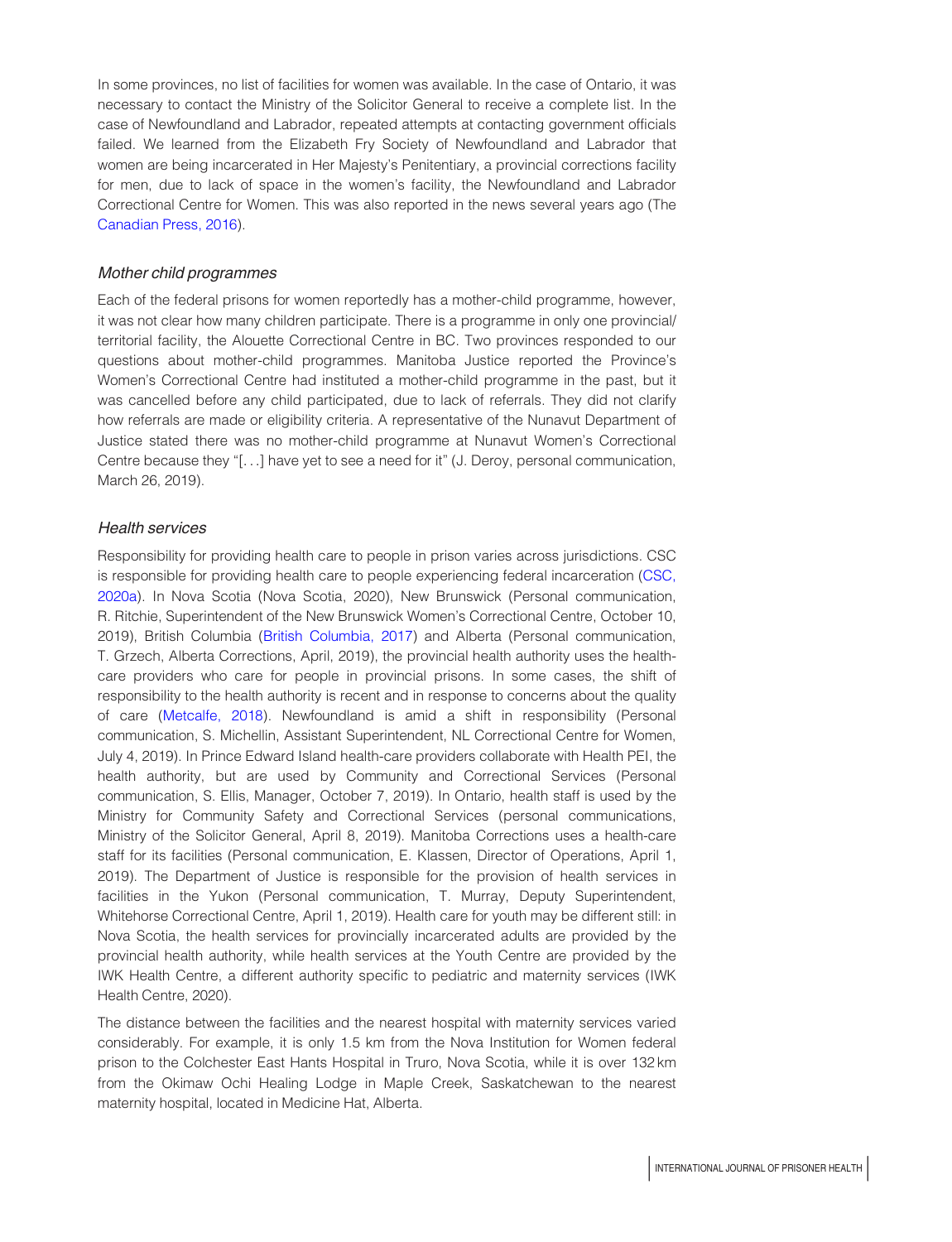In some provinces, no list of facilities for women was available. In the case of Ontario, it was necessary to contact the Ministry of the Solicitor General to receive a complete list. In the case of Newfoundland and Labrador, repeated attempts at contacting government officials failed. We learned from the Elizabeth Fry Society of Newfoundland and Labrador that women are being incarcerated in Her Majesty's Penitentiary, a provincial corrections facility for men, due to lack of space in the women's facility, the Newfoundland and Labrador Correctional Centre for Women. This was also reported in the news several years ago (The Canadian Press, 2016).

### *Mother child programmes*

Each of the federal prisons for women reportedly has a mother-child programme, however, it was not clear how many children participate. There is a programme in only one provincial/territorial facility, the Alouette Correctional Centre in BC. Two provinces responded to our questions about mother-child programmes. Manitoba Justice reported the Province's Women's Correctional Centre had instituted a mother-child programme in the past, but it was cancelled before any child participated, due to lack of referrals. They did not clarify how referrals are made or eligibility criteria. A representative of the Nunavut Department of Justice stated there was no mother-child programme at Nunavut Women's Correctional Centre because they "[...] have yet to see a need for it" (J. Deroy, personal communication, March 26, 2019).

### *Health services*

Responsibility for providing health care to people in prison varies across jurisdictions. CSC is responsible for providing health care to people experiencing federal incarceration (CSC, 2020a). In Nova Scotia (Nova Scotia, 2020), New Brunswick (Personal communication, R. Ritchie, Superintendent of the New Brunswick Women's Correctional Centre, October 10, 2019), British Columbia (British Columbia, 2017) and Alberta (Personal communication, T. Grzech, Alberta Corrections, April, 2019), the provincial health authority uses the health-care providers who care for people in provincial prisons. In some cases, the shift of responsibility to the health authority is recent and in response to concerns about the quality of care (Metcalfe, 2018). Newfoundland is amid a shift in responsibility (Personal communication, S. Michellin, Assistant Superintendent, NL Correctional Centre for Women, July 4, 2019). In Prince Edward Island health-care providers collaborate with Health PEI, the health authority, but are used by Community and Correctional Services (Personal communication, S. Ellis, Manager, October 7, 2019). In Ontario, health staff is used by the Ministry for Community Safety and Correctional Services (personal communications, Ministry of the Solicitor General, April 8, 2019). Manitoba Corrections uses a health-care staff for its facilities (Personal communication, E. Klassen, Director of Operations, April 1, 2019). The Department of Justice is responsible for the provision of health services in facilities in the Yukon (Personal communication, T. Murray, Deputy Superintendent, Whitehorse Correctional Centre, April 1, 2019). Health care for youth may be different still: in Nova Scotia, the health services for provincially incarcerated adults are provided by the provincial health authority, while health services at the Youth Centre are provided by the IWK Health Centre, a different authority specific to pediatric and maternity services (IWK Health Centre, 2020).

The distance between the facilities and the nearest hospital with maternity services varied considerably. For example, it is only 1.5 km from the Nova Institution for Women federal prison to the Colchester East Hants Hospital in Truro, Nova Scotia, while it is over 132 km from the Okimaw Ochi Healing Lodge in Maple Creek, Saskatchewan to the nearest maternity hospital, located in Medicine Hat, Alberta.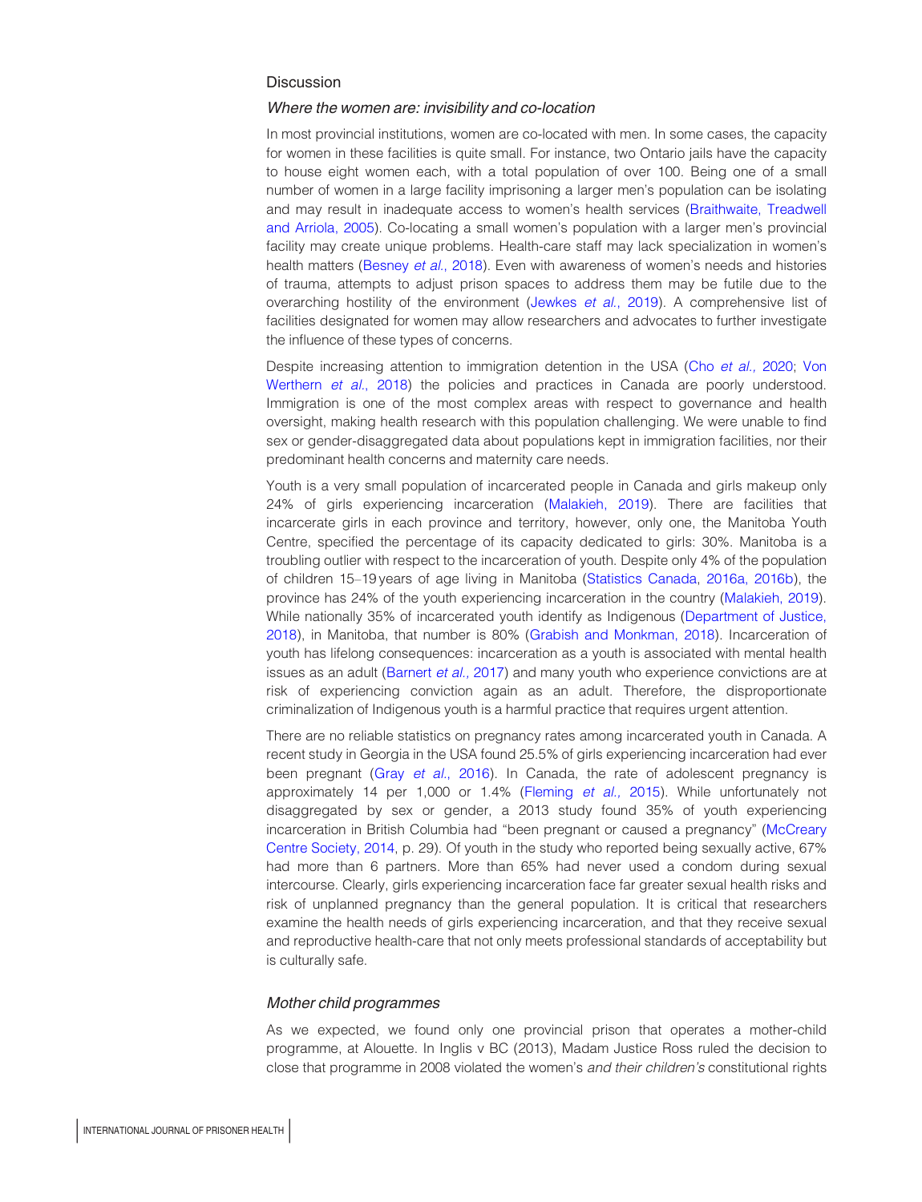## Discussion

### *Where the women are: invisibility and co-location*

In most provincial institutions, women are co-located with men. In some cases, the capacity for women in these facilities is quite small. For instance, two Ontario jails have the capacity to house eight women each, with a total population of over 100. Being one of a small number of women in a large facility imprisoning a larger men's population can be isolating and may result in inadequate access to women's health services (Braithwaite, Treadwell and Arriola, 2005). Co-locating a small women's population with a larger men's provincial facility may create unique problems. Health-care staff may lack specialization in women's health matters (Besney *et al.*, 2018). Even with awareness of women's needs and histories of trauma, attempts to adjust prison spaces to address them may be futile due to the overarching hostility of the environment (Jewkes *et al.*, 2019). A comprehensive list of facilities designated for women may allow researchers and advocates to further investigate the influence of these types of concerns.

Despite increasing attention to immigration detention in the USA (Cho *et al.*, 2020; Von Werthern *et al.*, 2018) the policies and practices in Canada are poorly understood. Immigration is one of the most complex areas with respect to governance and health oversight, making health research with this population challenging. We were unable to find sex or gender-disaggregated data about populations kept in immigration facilities, nor their predominant health concerns and maternity care needs.

Youth is a very small population of incarcerated people in Canada and girls makeup only 24% of girls experiencing incarceration (Malakieh, 2019). There are facilities that incarcerate girls in each province and territory, however, only one, the Manitoba Youth Centre, specified the percentage of its capacity dedicated to girls: 30%. Manitoba is a troubling outlier with respect to the incarceration of youth. Despite only 4% of the population of children 15–19 years of age living in Manitoba (Statistics Canada, 2016a, 2016b), the province has 24% of the youth experiencing incarceration in the country (Malakieh, 2019). While nationally 35% of incarcerated youth identify as Indigenous (Department of Justice, 2018), in Manitoba, that number is 80% (Grabish and Monkman, 2018). Incarceration of youth has lifelong consequences: incarceration as a youth is associated with mental health issues as an adult (Barnert *et al.*, 2017) and many youth who experience convictions are at risk of experiencing conviction again as an adult. Therefore, the disproportionate criminalization of Indigenous youth is a harmful practice that requires urgent attention.

There are no reliable statistics on pregnancy rates among incarcerated youth in Canada. A recent study in Georgia in the USA found 25.5% of girls experiencing incarceration had ever been pregnant (Gray *et al.*, 2016). In Canada, the rate of adolescent pregnancy is approximately 14 per 1,000 or 1.4% (Fleming *et al.*, 2015). While unfortunately not disaggregated by sex or gender, a 2013 study found 35% of youth experiencing incarceration in British Columbia had "been pregnant or caused a pregnancy" (McCreary Centre Society, 2014, p. 29). Of youth in the study who reported being sexually active, 67% had more than 6 partners. More than 65% had never used a condom during sexual intercourse. Clearly, girls experiencing incarceration face far greater sexual health risks and risk of unplanned pregnancy than the general population. It is critical that researchers examine the health needs of girls experiencing incarceration, and that they receive sexual and reproductive health-care that not only meets professional standards of acceptability but is culturally safe.

### *Mother child programmes*

As we expected, we found only one provincial prison that operates a mother-child programme, at Alouette. In Inglis v BC (2013), Madam Justice Ross ruled the decision to close that programme in 2008 violated the women's *and their children's* constitutional rights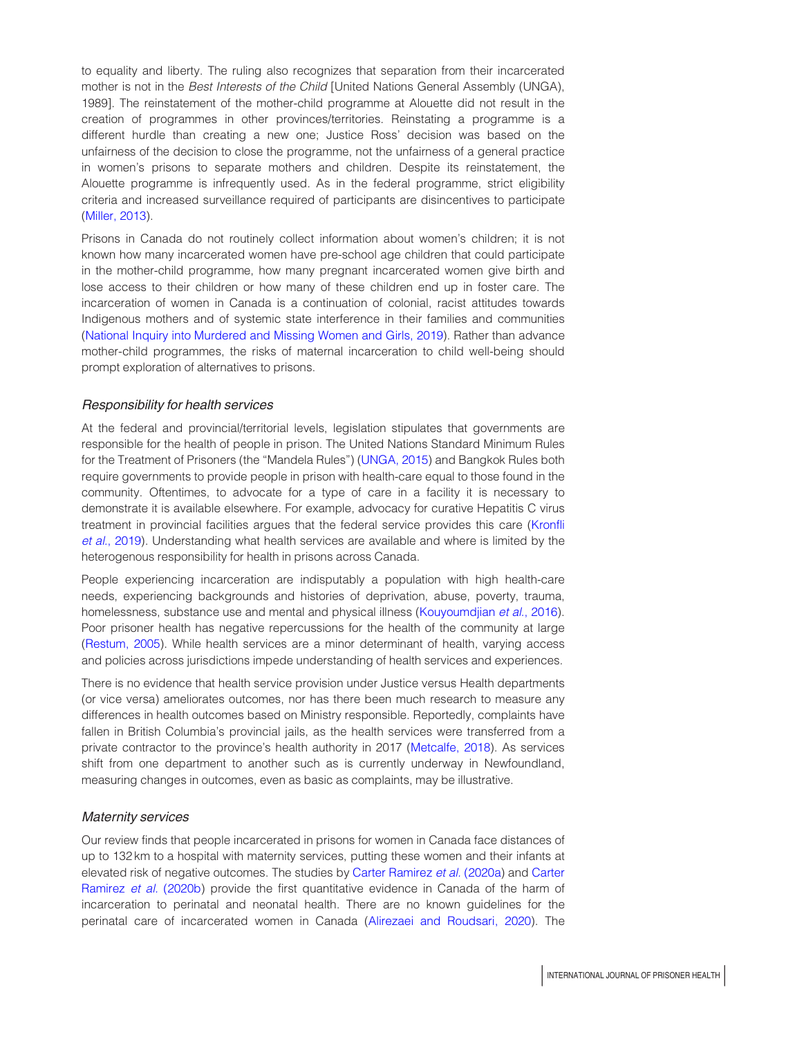to equality and liberty. The ruling also recognizes that separation from their incarcerated mother is not in the *Best Interests of the Child* [United Nations General Assembly (UNGA), 1989]. The reinstatement of the mother-child programme at Alouette did not result in the creation of programmes in other provinces/territories. Reinstating a programme is a different hurdle than creating a new one; Justice Ross' decision was based on the unfairness of the decision to close the programme, not the unfairness of a general practice in women's prisons to separate mothers and children. Despite its reinstatement, the Alouette programme is infrequently used. As in the federal programme, strict eligibility criteria and increased surveillance required of participants are disincentives to participate (Miller, 2013).

Prisons in Canada do not routinely collect information about women's children; it is not known how many incarcerated women have pre-school age children that could participate in the mother-child programme, how many pregnant incarcerated women give birth and lose access to their children or how many of these children end up in foster care. The incarceration of women in Canada is a continuation of colonial, racist attitudes towards Indigenous mothers and of systemic state interference in their families and communities (National Inquiry into Murdered and Missing Women and Girls, 2019). Rather than advance mother-child programmes, the risks of maternal incarceration to child well-being should prompt exploration of alternatives to prisons.

### *Responsibility for health services*

At the federal and provincial/territorial levels, legislation stipulates that governments are responsible for the health of people in prison. The United Nations Standard Minimum Rules for the Treatment of Prisoners (the "Mandela Rules") (UNGA, 2015) and Bangkok Rules both require governments to provide people in prison with health-care equal to those found in the community. Oftentimes, to advocate for a type of care in a facility it is necessary to demonstrate it is available elsewhere. For example, advocacy for curative Hepatitis C virus treatment in provincial facilities argues that the federal service provides this care (Kronfli *et al.*, 2019). Understanding what health services are available and where is limited by the heterogenous responsibility for health in prisons across Canada.

People experiencing incarceration are indisputably a population with high health-care needs, experiencing backgrounds and histories of deprivation, abuse, poverty, trauma, homelessness, substance use and mental and physical illness (Kouyoumdjian *et al.*, 2016). Poor prisoner health has negative repercussions for the health of the community at large (Restum, 2005). While health services are a minor determinant of health, varying access and policies across jurisdictions impede understanding of health services and experiences.

There is no evidence that health service provision under Justice versus Health departments (or vice versa) ameliorates outcomes, nor has there been much research to measure any differences in health outcomes based on Ministry responsible. Reportedly, complaints have fallen in British Columbia's provincial jails, as the health services were transferred from a private contractor to the province's health authority in 2017 (Metcalfe, 2018). As services shift from one department to another such as is currently underway in Newfoundland, measuring changes in outcomes, even as basic as complaints, may be illustrative.

### *Maternity services*

Our review finds that people incarcerated in prisons for women in Canada face distances of up to 132 km to a hospital with maternity services, putting these women and their infants at elevated risk of negative outcomes. The studies by Carter Ramirez *et al.* (2020a) and Carter Ramirez *et al.* (2020b) provide the first quantitative evidence in Canada of the harm of incarceration to perinatal and neonatal health. There are no known guidelines for the perinatal care of incarcerated women in Canada (Alirezaei and Roudsari, 2020). The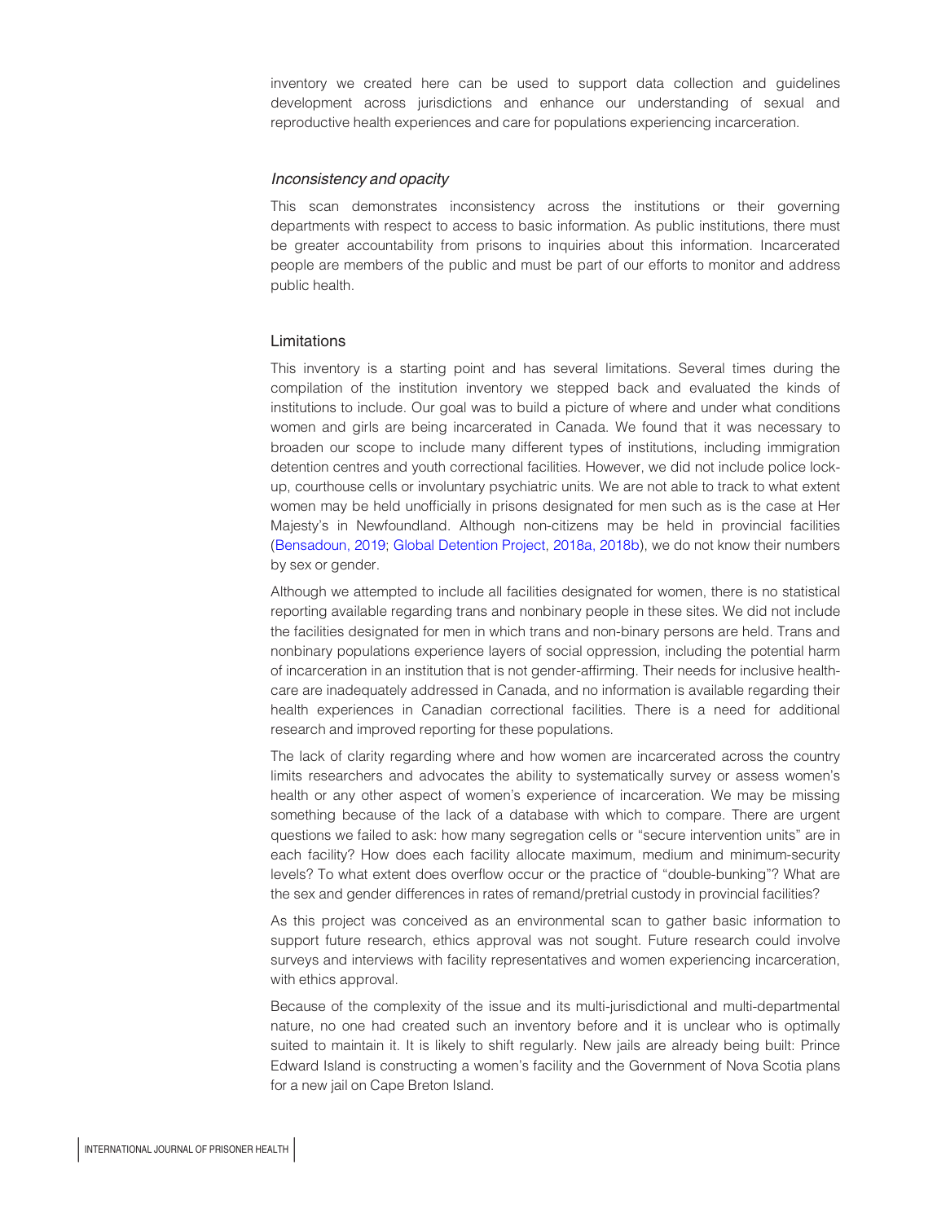inventory we created here can be used to support data collection and guidelines development across jurisdictions and enhance our understanding of sexual and reproductive health experiences and care for populations experiencing incarceration.

### *Inconsistency and opacity*

This scan demonstrates inconsistency across the institutions or their governing departments with respect to access to basic information. As public institutions, there must be greater accountability from prisons to inquiries about this information. Incarcerated people are members of the public and must be part of our efforts to monitor and address public health.

## Limitations

This inventory is a starting point and has several limitations. Several times during the compilation of the institution inventory we stepped back and evaluated the kinds of institutions to include. Our goal was to build a picture of where and under what conditions women and girls are being incarcerated in Canada. We found that it was necessary to broaden our scope to include many different types of institutions, including immigration detention centres and youth correctional facilities. However, we did not include police lock-up, courthouse cells or involuntary psychiatric units. We are not able to track to what extent women may be held unofficially in prisons designated for men such as is the case at Her Majesty's in Newfoundland. Although non-citizens may be held in provincial facilities (Bensadoun, 2019; Global Detention Project, 2018a, 2018b), we do not know their numbers by sex or gender.

Although we attempted to include all facilities designated for women, there is no statistical reporting available regarding trans and nonbinary people in these sites. We did not include the facilities designated for men in which trans and non-binary persons are held. Trans and nonbinary populations experience layers of social oppression, including the potential harm of incarceration in an institution that is not gender-affirming. Their needs for inclusive health-care are inadequately addressed in Canada, and no information is available regarding their health experiences in Canadian correctional facilities. There is a need for additional research and improved reporting for these populations.

The lack of clarity regarding where and how women are incarcerated across the country limits researchers and advocates the ability to systematically survey or assess women's health or any other aspect of women's experience of incarceration. We may be missing something because of the lack of a database with which to compare. There are urgent questions we failed to ask: how many segregation cells or "secure intervention units" are in each facility? How does each facility allocate maximum, medium and minimum-security levels? To what extent does overflow occur or the practice of "double-bunking"? What are the sex and gender differences in rates of remand/pretrial custody in provincial facilities?

As this project was conceived as an environmental scan to gather basic information to support future research, ethics approval was not sought. Future research could involve surveys and interviews with facility representatives and women experiencing incarceration, with ethics approval.

Because of the complexity of the issue and its multi-jurisdictional and multi-departmental nature, no one had created such an inventory before and it is unclear who is optimally suited to maintain it. It is likely to shift regularly. New jails are already being built: Prince Edward Island is constructing a women's facility and the Government of Nova Scotia plans for a new jail on Cape Breton Island.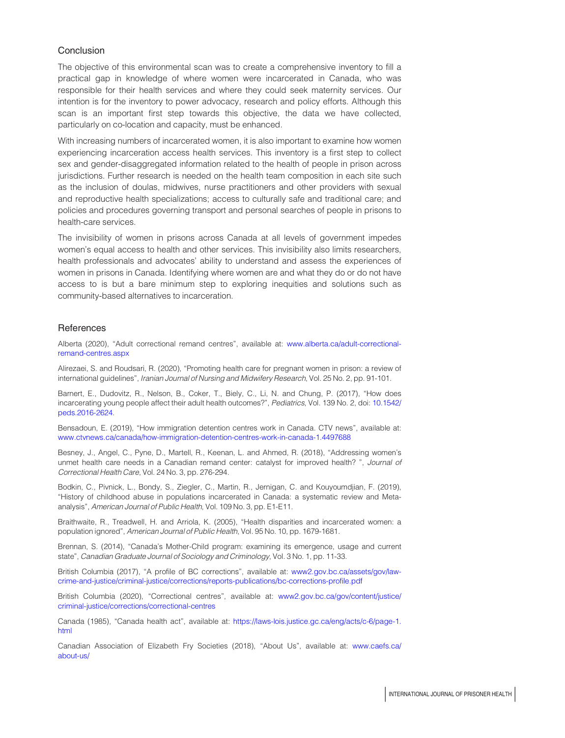## Conclusion

The objective of this environmental scan was to create a comprehensive inventory to fill a practical gap in knowledge of where women were incarcerated in Canada, who was responsible for their health services and where they could seek maternity services. Our intention is for the inventory to power advocacy, research and policy efforts. Although this scan is an important first step towards this objective, the data we have collected, particularly on co-location and capacity, must be enhanced.

With increasing numbers of incarcerated women, it is also important to examine how women experiencing incarceration access health services. This inventory is a first step to collect sex and gender-disaggregated information related to the health of people in prison across jurisdictions. Further research is needed on the health team composition in each site such as the inclusion of doulas, midwives, nurse practitioners and other providers with sexual and reproductive health specializations; access to culturally safe and traditional care; and policies and procedures governing transport and personal searches of people in prisons to health-care services.

The invisibility of women in prisons across Canada at all levels of government impedes women's equal access to health and other services. This invisibility also limits researchers, health professionals and advocates' ability to understand and assess the experiences of women in prisons in Canada. Identifying where women are and what they do or do not have access to is but a bare minimum step to exploring inequities and solutions such as community-based alternatives to incarceration.

## References

Alberta (2020), "Adult correctional remand centres", available at: www.alberta.ca/adult-correctional-remand-centres.aspx

Alirezaei, S. and Roudsari, R. (2020), "Promoting health care for pregnant women in prison: a review of international guidelines", *Iranian Journal of Nursing and Midwifery Research*, Vol. 25 No. 2, pp. 91-101.

Barnert, E., Dudovitz, R., Nelson, B., Coker, T., Biely, C., Li, N. and Chung, P. (2017), "How does incarcerating young people affect their adult health outcomes?", *Pediatrics*, Vol. 139 No. 2, doi: 10.1542/peds.2016-2624.

Bensadoun, E. (2019), "How immigration detention centres work in Canada. CTV news", available at: www.ctvnews.ca/canada/how-immigration-detention-centres-work-in-canada-1.4497688

Besney, J., Angel, C., Pyne, D., Martell, R., Keenan, L. and Ahmed, R. (2018), "Addressing women's unmet health care needs in a Canadian remand center: catalyst for improved health? ", *Journal of Correctional Health Care*, Vol. 24 No. 3, pp. 276-294.

Bodkin, C., Pivnick, L., Bondy, S., Ziegler, C., Martin, R., Jernigan, C. and Kouyoumdjian, F. (2019), "History of childhood abuse in populations incarcerated in Canada: a systematic review and Meta-analysis", *American Journal of Public Health*, Vol. 109 No. 3, pp. E1-E11.

Braithwaite, R., Treadwell, H. and Arriola, K. (2005), "Health disparities and incarcerated women: a population ignored", *American Journal of Public Health*, Vol. 95 No. 10, pp. 1679-1681.

Brennan, S. (2014), "Canada's Mother-Child program: examining its emergence, usage and current state", *Canadian Graduate Journal of Sociology and Criminology*, Vol. 3 No. 1, pp. 11-33.

British Columbia (2017), "A profile of BC corrections", available at: www2.gov.bc.ca/assets/gov/law-crime-and-justice/criminal-justice/corrections/reports-publications/bc-corrections-profile.pdf

British Columbia (2020), "Correctional centres", available at: www2.gov.bc.ca/gov/content/justice/criminal-justice/corrections/correctional-centres

Canada (1985), "Canada health act", available at: https://laws-lois.justice.gc.ca/eng/acts/c-6/page-1.html

Canadian Association of Elizabeth Fry Societies (2018), "About Us", available at: www.caefs.ca/about-us/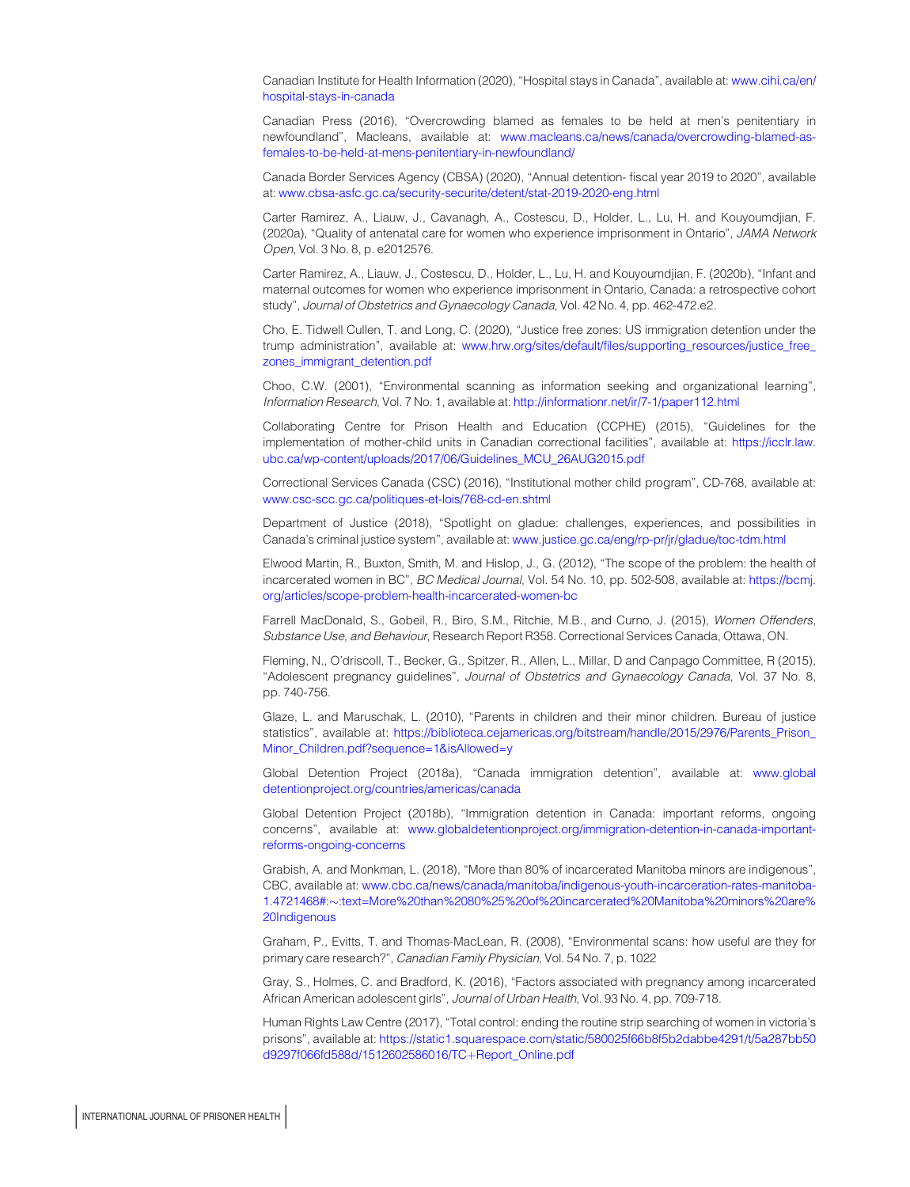Canadian Institute for Health Information (2020), "Hospital stays in Canada", available at: www.cihi.ca/en/hospital-stays-in-canada

Canadian Press (2016), "Overcrowding blamed as females to be held at men's penitentiary in newfoundland", Macleans, available at: www.macleans.ca/news/canada/overcrowding-blamed-as-females-to-be-held-at-mens-penitentiary-in-newfoundland/

Canada Border Services Agency (CBSA) (2020), "Annual detention- fiscal year 2019 to 2020", available at: www.cbsa-asfc.gc.ca/security-securite/detent/stat-2019-2020-eng.html

Carter Ramirez, A., Liauw, J., Cavanagh, A., Costescu, D., Holder, L., Lu, H. and Kouyoumdjian, F. (2020a), "Quality of antenatal care for women who experience imprisonment in Ontario", *JAMA Network Open*, Vol. 3 No. 8, p. e2012576.

Carter Ramirez, A., Liauw, J., Costescu, D., Holder, L., Lu, H. and Kouyoumdjian, F. (2020b), "Infant and maternal outcomes for women who experience imprisonment in Ontario, Canada: a retrospective cohort study", *Journal of Obstetrics and Gynaecology Canada*, Vol. 42 No. 4, pp. 462-472.e2.

Cho, E. Tidwell Cullen, T. and Long, C. (2020), "Justice free zones: US immigration detention under the trump administration", available at: www.hrw.org/sites/default/files/supporting_resources/justice_free_zones_immigrant_detention.pdf

Choo, C.W. (2001), "Environmental scanning as information seeking and organizational learning", *Information Research*, Vol. 7 No. 1, available at: http://informationr.net/ir/7-1/paper112.html

Collaborating Centre for Prison Health and Education (CCPHE) (2015), "Guidelines for the implementation of mother-child units in Canadian correctional facilities", available at: https://icclr.law.ubc.ca/wp-content/uploads/2017/06/Guidelines_MCU_26AUG2015.pdf

Correctional Services Canada (CSC) (2016), "Institutional mother child program", CD-768, available at: www.csc-scc.gc.ca/politiques-et-lois/768-cd-en.shtml

Department of Justice (2018), "Spotlight on gladue: challenges, experiences, and possibilities in Canada's criminal justice system", available at: www.justice.gc.ca/eng/rp-pr/jr/gladue/toc-tdm.html

Elwood Martin, R., Buxton, Smith, M. and Hislop, J., G. (2012), "The scope of the problem: the health of incarcerated women in BC", *BC Medical Journal*, Vol. 54 No. 10, pp. 502-508, available at: https://bcmj.org/articles/scope-problem-health-incarcerated-women-bc

Farrell MacDonald, S., Gobeil, R., Biro, S.M., Ritchie, M.B., and Curno, J. (2015), *Women Offenders, Substance Use, and Behaviour*, Research Report R358. Correctional Services Canada, Ottawa, ON.

Fleming, N., O'driscoll, T., Becker, G., Spitzer, R., Allen, L., Millar, D and Canpago Committee, R (2015), "Adolescent pregnancy guidelines", *Journal of Obstetrics and Gynaecology Canada*, Vol. 37 No. 8, pp. 740-756.

Glaze, L. and Maruschak, L. (2010), "Parents in children and their minor children. Bureau of justice statistics", available at: https://biblioteca.cejamericas.org/bitstream/handle/2015/2976/Parents_Prison_Minor_Children.pdf?sequence=1&isAllowed=y

Global Detention Project (2018a), "Canada immigration detention", available at: www.globaldetentionproject.org/countries/americas/canada

Global Detention Project (2018b), "Immigration detention in Canada: important reforms, ongoing concerns", available at: www.globaldetentionproject.org/immigration-detention-in-canada-important-reforms-ongoing-concerns

Grabish, A. and Monkman, L. (2018), "More than 80% of incarcerated Manitoba minors are indigenous", CBC, available at: www.cbc.ca/news/canada/manitoba/indigenous-youth-incarceration-rates-manitoba-1.4721468#:~:text=More%20than%2080%25%20of%20incarcerated%20Manitoba%20minors%20are%20Indigenous

Graham, P., Evitts, T. and Thomas-MacLean, R. (2008), "Environmental scans: how useful are they for primary care research?", *Canadian Family Physician*, Vol. 54 No. 7, p. 1022

Gray, S., Holmes, C. and Bradford, K. (2016), "Factors associated with pregnancy among incarcerated African American adolescent girls", *Journal of Urban Health*, Vol. 93 No. 4, pp. 709-718.

Human Rights Law Centre (2017), "Total control: ending the routine strip searching of women in victoria's prisons", available at: https://static1.squarespace.com/static/580025f66b8f5b2dabbe4291/t/5a287bb50d9297f066fd588d/1512602586016/TC+Report_Online.pdf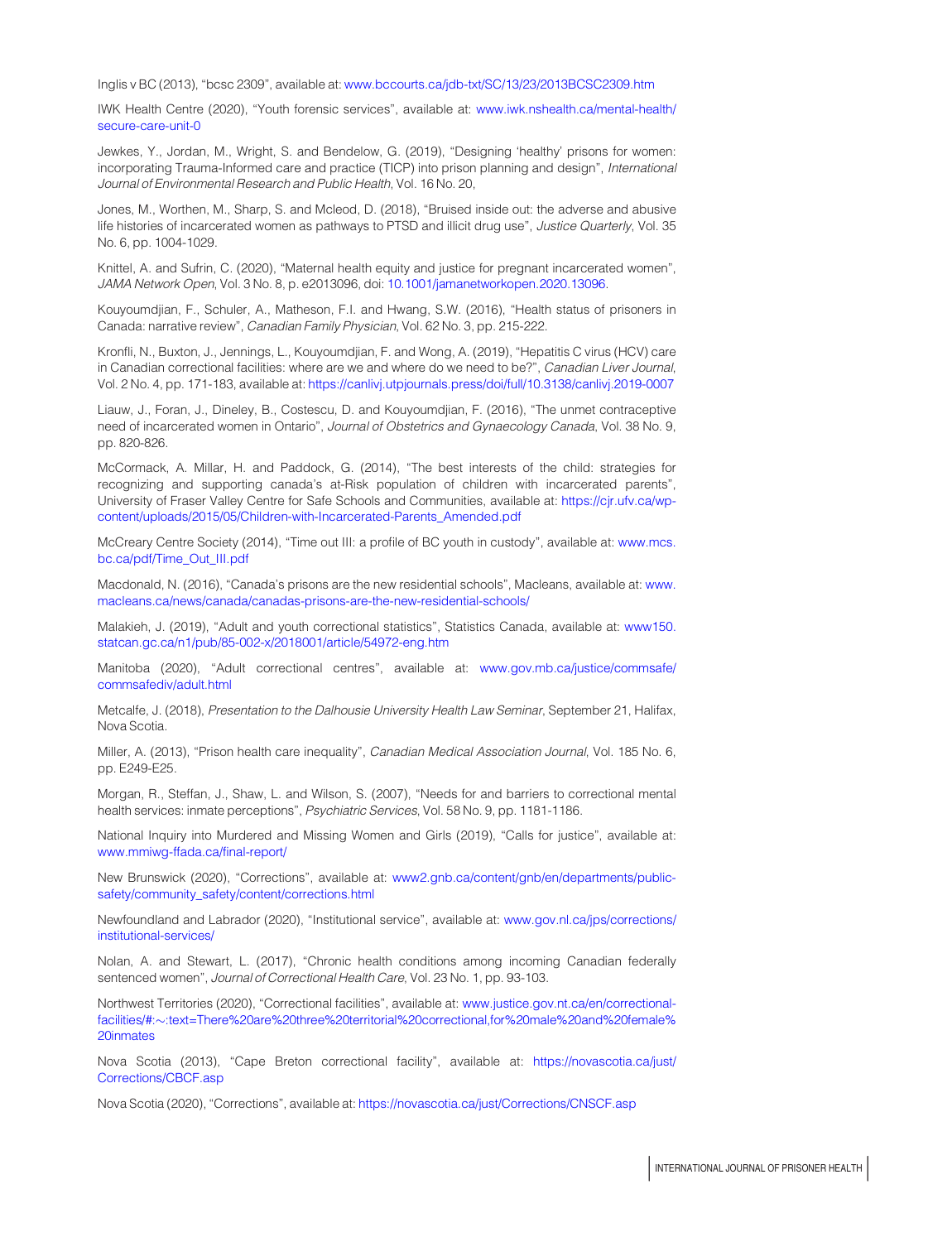Inglis v BC (2013), “bcsc 2309”, available at: www.bccourts.ca/jdb-txt/SC/13/23/2013BCSC2309.htm

IWK Health Centre (2020), “Youth forensic services”, available at: www.iwk.nshealth.ca/mental-health/secure-care-unit-0

Jewkes, Y., Jordan, M., Wright, S. and Bendelow, G. (2019), “Designing ‘healthy’ prisons for women: incorporating Trauma-Informed care and practice (TICP) into prison planning and design”, *International Journal of Environmental Research and Public Health*, Vol. 16 No. 20,

Jones, M., Worthen, M., Sharp, S. and Mcleod, D. (2018), “Bruised inside out: the adverse and abusive life histories of incarcerated women as pathways to PTSD and illicit drug use”, *Justice Quarterly*, Vol. 35 No. 6, pp. 1004-1029.

Knittel, A. and Sufrin, C. (2020), “Maternal health equity and justice for pregnant incarcerated women”, *JAMA Network Open*, Vol. 3 No. 8, p. e2013096, doi: 10.1001/jamanetworkopen.2020.13096.

Kouyoumdjian, F., Schuler, A., Matheson, F.I. and Hwang, S.W. (2016), “Health status of prisoners in Canada: narrative review”, *Canadian Family Physician*, Vol. 62 No. 3, pp. 215-222.

Kronfli, N., Buxton, J., Jennings, L., Kouyoumdjian, F. and Wong, A. (2019), “Hepatitis C virus (HCV) care in Canadian correctional facilities: where are we and where do we need to be?”, *Canadian Liver Journal*, Vol. 2 No. 4, pp. 171-183, available at: https://canlivj.utpjournals.press/doi/full/10.3138/canlivj.2019-0007

Liauw, J., Foran, J., Dineley, B., Costescu, D. and Kouyoumdjian, F. (2016), “The unmet contraceptive need of incarcerated women in Ontario”, *Journal of Obstetrics and Gynaecology Canada*, Vol. 38 No. 9, pp. 820-826.

McCormack, A. Millar, H. and Paddock, G. (2014), “The best interests of the child: strategies for recognizing and supporting canada’s at-Risk population of children with incarcerated parents”, University of Fraser Valley Centre for Safe Schools and Communities, available at: https://cjr.ufv.ca/wp-content/uploads/2015/05/Children-with-Incarcerated-Parents_Amended.pdf

McCreary Centre Society (2014), “Time out III: a profile of BC youth in custody”, available at: www.mcs.bc.ca/pdf/Time_Out_III.pdf

Macdonald, N. (2016), “Canada’s prisons are the new residential schools”, Macleans, available at: www.macleans.ca/news/canada/canadas-prisons-are-the-new-residential-schools/

Malakieh, J. (2019), “Adult and youth correctional statistics”, Statistics Canada, available at: www150.statcan.gc.ca/n1/pub/85-002-x/2018001/article/54972-eng.htm

Manitoba (2020), “Adult correctional centres”, available at: www.gov.mb.ca/justice/commsafe/commsafediv/adult.html

Metcalfe, J. (2018), *Presentation to the Dalhousie University Health Law Seminar*, September 21, Halifax, Nova Scotia.

Miller, A. (2013), “Prison health care inequality”, *Canadian Medical Association Journal*, Vol. 185 No. 6, pp. E249-E25.

Morgan, R., Steffan, J., Shaw, L. and Wilson, S. (2007), “Needs for and barriers to correctional mental health services: inmate perceptions”, *Psychiatric Services*, Vol. 58 No. 9, pp. 1181-1186.

National Inquiry into Murdered and Missing Women and Girls (2019), “Calls for justice”, available at: www.mmiwg-ffada.ca/final-report/

New Brunswick (2020), “Corrections”, available at: www2.gnb.ca/content/gnb/en/departments/public-safety/community_safety/content/corrections.html

Newfoundland and Labrador (2020), “Institutional service”, available at: www.gov.nl.ca/jps/corrections/institutional-services/

Nolan, A. and Stewart, L. (2017), “Chronic health conditions among incoming Canadian federally sentenced women”, *Journal of Correctional Health Care*, Vol. 23 No. 1, pp. 93-103.

Northwest Territories (2020), “Correctional facilities”, available at: www.justice.gov.nt.ca/en/correctional-facilities/#:~:text=There%20are%20three%20territorial%20correctional,for%20male%20and%20female%20inmates

Nova Scotia (2013), “Cape Breton correctional facility”, available at: https://novascotia.ca/just/Corrections/CBCF.asp

Nova Scotia (2020), “Corrections”, available at: https://novascotia.ca/just/Corrections/CNSCF.asp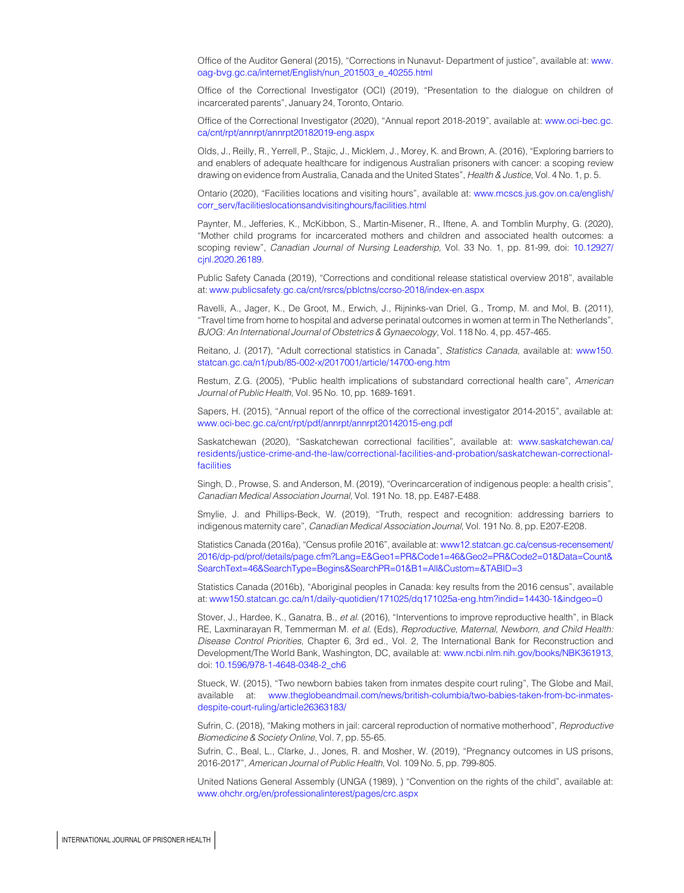Office of the Auditor General (2015), “Corrections in Nunavut- Department of justice”, available at: www.oag-bvg.gc.ca/internet/English/nun_201503_e_40255.html

Office of the Correctional Investigator (OCI) (2019), “Presentation to the dialogue on children of incarcerated parents”, January 24, Toronto, Ontario.

Office of the Correctional Investigator (2020), “Annual report 2018-2019”, available at: www.oci-bec.gc.ca/cnt/rpt/annrpt/annrpt20182019-eng.aspx

Olds, J., Reilly, R., Yerrell, P., Stajic, J., Micklem, J., Morey, K. and Brown, A. (2016), “Exploring barriers to and enablers of adequate healthcare for indigenous Australian prisoners with cancer: a scoping review drawing on evidence from Australia, Canada and the United States”, *Health & Justice*, Vol. 4 No. 1, p. 5.

Ontario (2020), “Facilities locations and visiting hours”, available at: www.mcscs.jus.gov.on.ca/english/corr_serv/facilitieslocationsandvisitinghours/facilities.html

Paynter, M., Jefferies, K., McKibbon, S., Martin-Misener, R., Iftene, A. and Tomblin Murphy, G. (2020), “Mother child programs for incarcerated mothers and children and associated health outcomes: a scoping review”, *Canadian Journal of Nursing Leadership*, Vol. 33 No. 1, pp. 81-99, doi: 10.12927/cjnl.2020.26189.

Public Safety Canada (2019), “Corrections and conditional release statistical overview 2018”, available at: www.publicsafety.gc.ca/cnt/rsrcs/pblctns/ccrso-2018/index-en.aspx

Ravelli, A., Jager, K., De Groot, M., Erwich, J., Rijninks-van Driel, G., Tromp, M. and Mol, B. (2011), “Travel time from home to hospital and adverse perinatal outcomes in women at term in The Netherlands”, *BJOG: An International Journal of Obstetrics & Gynaecology*, Vol. 118 No. 4, pp. 457-465.

Reitano, J. (2017), “Adult correctional statistics in Canada”, *Statistics Canada*, available at: www150.statcan.gc.ca/n1/pub/85-002-x/2017001/article/14700-eng.htm

Restum, Z.G. (2005), “Public health implications of substandard correctional health care”, *American Journal of Public Health*, Vol. 95 No. 10, pp. 1689-1691.

Sapers, H. (2015), “Annual report of the office of the correctional investigator 2014-2015”, available at: www.oci-bec.gc.ca/cnt/rpt/pdf/annrpt/annrpt20142015-eng.pdf

Saskatchewan (2020), “Saskatchewan correctional facilities”, available at: www.saskatchewan.ca/residents/justice-crime-and-the-law/correctional-facilities-and-probation/saskatchewan-correctional-facilities

Singh, D., Prowse, S. and Anderson, M. (2019), “Overincarceration of indigenous people: a health crisis”, *Canadian Medical Association Journal*, Vol. 191 No. 18, pp. E487-E488.

Smylie, J. and Phillips-Beck, W. (2019), “Truth, respect and recognition: addressing barriers to indigenous maternity care”, *Canadian Medical Association Journal*, Vol. 191 No. 8, pp. E207-E208.

Statistics Canada (2016a), “Census profile 2016”, available at: www12.statcan.gc.ca/census-recensement/2016/dp-pd/prof/details/page.cfm?Lang=E&Geo1=PR&Code1=46&Geo2=PR&Code2=01&Data=Count&SearchText=46&SearchType=Begins&SearchPR=01&B1=All&Custom=&TABID=3

Statistics Canada (2016b), “Aboriginal peoples in Canada: key results from the 2016 census”, available at: www150.statcan.gc.ca/n1/daily-quotidien/171025/dq171025a-eng.htm?indid=14430-1&indgeo=0

Stover, J., Hardee, K., Ganatra, B., *et al.* (2016), “Interventions to improve reproductive health”, in Black RE, Laxminarayan R, Temmerman M. *et al.* (Eds), *Reproductive, Maternal, Newborn, and Child Health: Disease Control Priorities*, Chapter 6, 3rd ed., Vol. 2, The International Bank for Reconstruction and Development/The World Bank, Washington, DC, available at: www.ncbi.nlm.nih.gov/books/NBK361913, doi: 10.1596/978-1-4648-0348-2_ch6

Stueck, W. (2015), “Two newborn babies taken from inmates despite court ruling”, The Globe and Mail, available at: www.theglobeandmail.com/news/british-columbia/two-babies-taken-from-bc-inmates-despite-court-ruling/article26363183/

Sufrin, C. (2018), “Making mothers in jail: carceral reproduction of normative motherhood”, *Reproductive Biomedicine & Society Online*, Vol. 7, pp. 55-65.

Sufrin, C., Beal, L., Clarke, J., Jones, R. and Mosher, W. (2019), “Pregnancy outcomes in US prisons, 2016-2017”, *American Journal of Public Health*, Vol. 109 No. 5, pp. 799-805.

United Nations General Assembly (UNGA (1989), ) “Convention on the rights of the child”, available at: www.ohchr.org/en/professionalinterest/pages/crc.aspx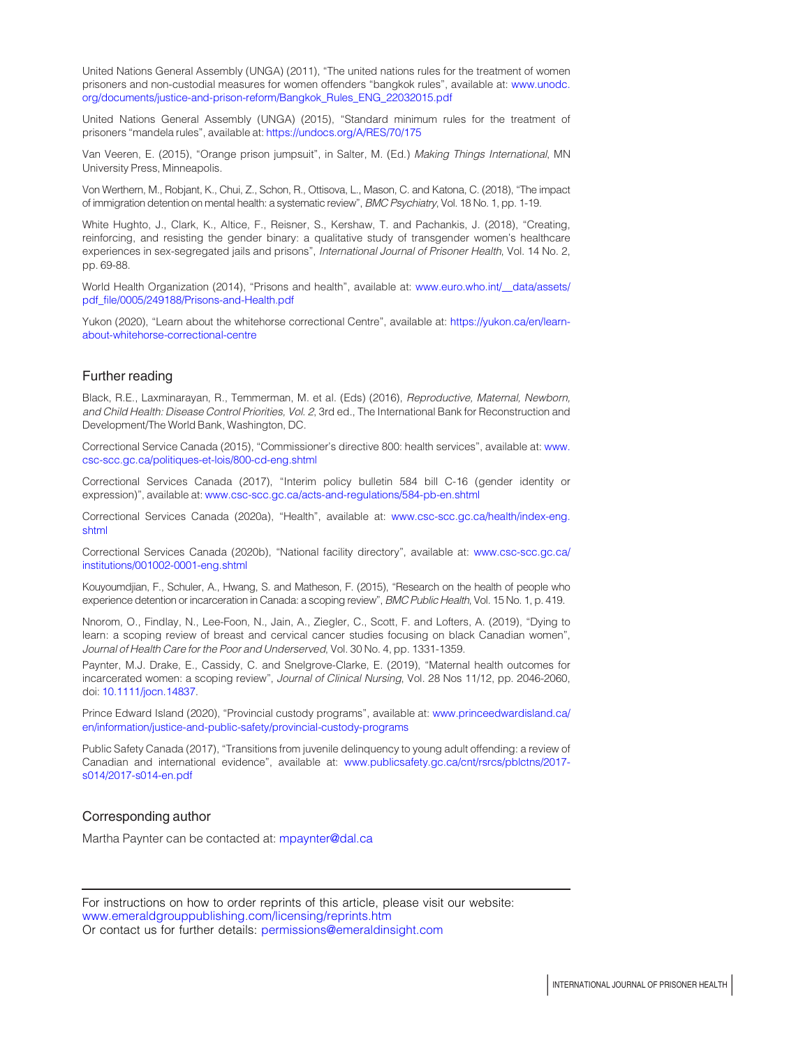United Nations General Assembly (UNGA) (2011), "The united nations rules for the treatment of women prisoners and non-custodial measures for women offenders "bangkok rules", available at: www.unodc.org/documents/justice-and-prison-reform/Bangkok_Rules_ENG_22032015.pdf

United Nations General Assembly (UNGA) (2015), "Standard minimum rules for the treatment of prisoners "mandela rules", available at: https://undocs.org/A/RES/70/175

Van Veeren, E. (2015), "Orange prison jumpsuit", in Salter, M. (Ed.) *Making Things International*, MN University Press, Minneapolis.

Von Werthern, M., Robjant, K., Chui, Z., Schon, R., Ottisova, L., Mason, C. and Katona, C. (2018), "The impact of immigration detention on mental health: a systematic review", *BMC Psychiatry*, Vol. 18 No. 1, pp. 1-19.

White Hughto, J., Clark, K., Altice, F., Reisner, S., Kershaw, T. and Pachankis, J. (2018), "Creating, reinforcing, and resisting the gender binary: a qualitative study of transgender women's healthcare experiences in sex-segregated jails and prisons", *International Journal of Prisoner Health*, Vol. 14 No. 2, pp. 69-88.

World Health Organization (2014), "Prisons and health", available at: www.euro.who.int/__data/assets/pdf_file/0005/249188/Prisons-and-Health.pdf

Yukon (2020), "Learn about the whitehorse correctional Centre", available at: https://yukon.ca/en/learn-about-whitehorse-correctional-centre

## Further reading

Black, R.E., Laxminarayan, R., Temmerman, M. et al. (Eds) (2016), *Reproductive, Maternal, Newborn, and Child Health: Disease Control Priorities, Vol. 2*, 3rd ed., The International Bank for Reconstruction and Development/The World Bank, Washington, DC.

Correctional Service Canada (2015), "Commissioner's directive 800: health services", available at: www.csc-scc.gc.ca/politiques-et-lois/800-cd-eng.shtml

Correctional Services Canada (2017), "Interim policy bulletin 584 bill C-16 (gender identity or expression)", available at: www.csc-scc.gc.ca/acts-and-regulations/584-pb-en.shtml

Correctional Services Canada (2020a), "Health", available at: www.csc-scc.gc.ca/health/index-eng.shtml

Correctional Services Canada (2020b), "National facility directory", available at: www.csc-scc.gc.ca/institutions/001002-0001-eng.shtml

Kouyoumdjian, F., Schuler, A., Hwang, S. and Matheson, F. (2015), "Research on the health of people who experience detention or incarceration in Canada: a scoping review", *BMC Public Health*, Vol. 15 No. 1, p. 419.

Nnorom, O., Findlay, N., Lee-Foon, N., Jain, A., Ziegler, C., Scott, F. and Lofters, A. (2019), "Dying to learn: a scoping review of breast and cervical cancer studies focusing on black Canadian women", *Journal of Health Care for the Poor and Underserved*, Vol. 30 No. 4, pp. 1331-1359.

Paynter, M.J. Drake, E., Cassidy, C. and Snelgrove-Clarke, E. (2019), "Maternal health outcomes for incarcerated women: a scoping review", *Journal of Clinical Nursing*, Vol. 28 Nos 11/12, pp. 2046-2060, doi: 10.1111/jocn.14837.

Prince Edward Island (2020), "Provincial custody programs", available at: www.princeedwardisland.ca/en/information/justice-and-public-safety/provincial-custody-programs

Public Safety Canada (2017), "Transitions from juvenile delinquency to young adult offending: a review of Canadian and international evidence", available at: www.publicsafety.gc.ca/cnt/rsrcs/pblctns/2017-s014/2017-s014-en.pdf

## Corresponding author

Martha Paynter can be contacted at: mpaynter@dal.ca

---

For instructions on how to order reprints of this article, please visit our website:
www.emeraldgrouppublishing.com/licensing/reprints.htm
Or contact us for further details: permissions@emeraldinsight.com